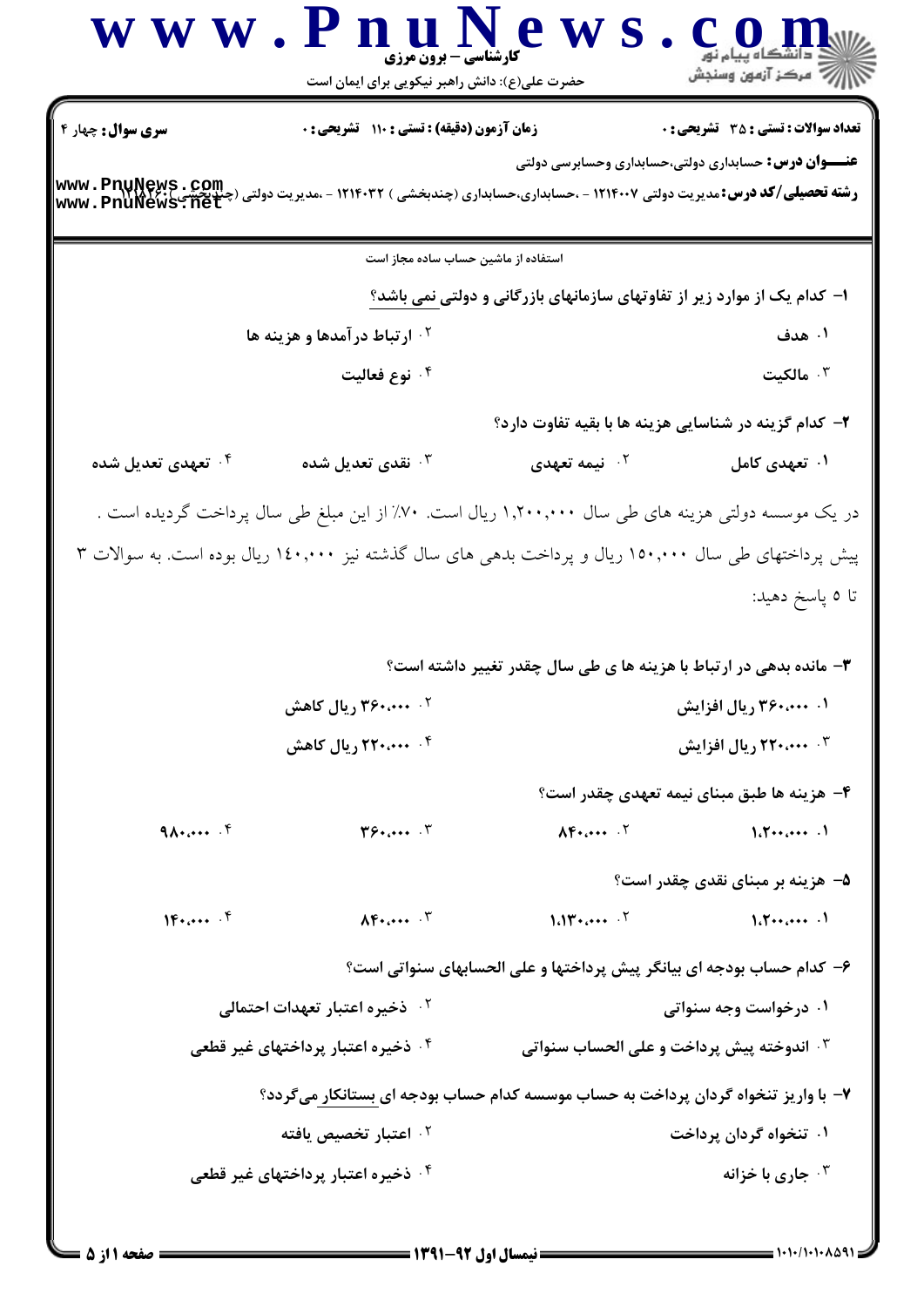**سری سوال:** چهار ۴

**زمان آزمون (دقیقه) : تستی : ۱۱۰ تشریحی : ۰**

**تعداد سوالات : تستی : ۳۵ تشریحی : ۰**

**عنـــوان درس:** حسابداری دولتی،حسابداری وحسابرسی دولتی

**رشته تحصیلی/کد درس:** مدیریت دولتی ۱۲۱۴۰۰۷ - ،حسابداری،حسابداری (چندبخشی ) ۱۲۱۴۰۳۲ - ،مدیریت دولتی (چندبخشی )۱۲۱۸۲۶۰

استفاده از ماشین حساب ساده مجاز است

۱- کدام یک از موارد زیر از تفاوتهای سازمانهای بازرگانی و دولتی نمی باشد؟

۱. هدف
۲. ارتباط درآمدها و هزینه ها
۳. مالکیت
۴. نوع فعالیت

۲- کدام گزینه در شناسایی هزینه ها با بقیه تفاوت دارد؟

۱. تعهدی کامل
۲. نیمه تعهدی
۳. نقدی تعدیل شده
۴. تعهدی تعدیل شده

در یک موسسه دولتی هزینه های طی سال ۱,۲۰۰,۰۰۰ ریال است. ۷۰٪ از این مبلغ طی سال پرداخت گردیده است . پیش پرداختهای طی سال ۱۵۰,۰۰۰ ریال و پرداخت بدهی های سال گذشته نیز ۱۴۰,۰۰۰ ریال بوده است. به سوالات ۳ تا ۵ پاسخ دهید:

۳- مانده بدهی در ارتباط با هزینه ها ی طی سال چقدر تغییر داشته است؟

۱. ۳۶۰,۰۰۰ ریال افزایش
۲. ۳۶۰,۰۰۰ ریال کاهش
۳. ۲۲۰,۰۰۰ ریال افزایش
۴. ۲۲۰,۰۰۰ ریال کاهش

۴- هزینه ها طبق مبنای نیمه تعهدی چقدر است؟

۱. ۱,۲۰۰,۰۰۰
۲. ۸۴۰,۰۰۰
۳. ۳۶۰,۰۰۰
۴. ۹۸۰,۰۰۰

۵- هزینه بر مبنای نقدی چقدر است؟

۱. ۱,۲۰۰,۰۰۰
۲. ۱,۱۳۰,۰۰۰
۳. ۸۴۰,۰۰۰
۴. ۱۴۰,۰۰۰

۶- کدام حساب بودجه ای بیانگر پیش پرداختها و علی الحسابهای سنواتی است؟

۱. درخواست وجه سنواتی
۲. ذخیره اعتبار تعهدات احتمالی
۳. اندوخته پیش پرداخت و علی الحساب سنواتی
۴. ذخیره اعتبار پرداختهای غیر قطعی

۷- با واریز تنخواه گردان پرداخت به حساب موسسه کدام حساب بودجه ای بستانکار میگردد؟

۱. تنخواه گردان پرداخت
۲. اعتبار تخصیص یافته
۳. جاری با خزانه
۴. ذخیره اعتبار پرداختهای غیر قطعی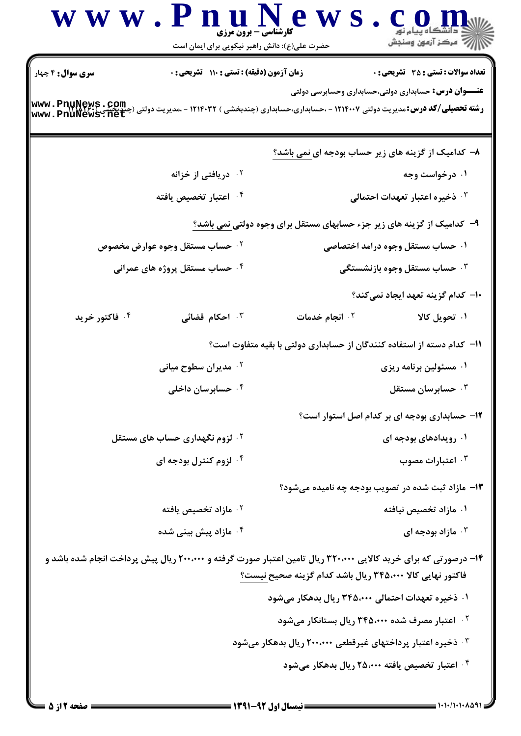**سری سوال:** ۴ چهار | **زمان آزمون (دقیقه):** تستی : ۱۱۰ تشریحی : ۰ | **تعداد سوالات:** تستی : ۳۵ تشریحی : ۰

**عنـــوان درس:** حسابداری دولتی،حسابداری وحسابرسی دولتی

**رشته تحصیلی/کد درس:** مدیریت دولتی ۱۲۱۴۰۰۷ - ،حسابداری،حسابداری (چندبخشی ) ۱۲۱۴۰۳۲ - ،مدیریت دولتی (چندبخشی )۱۲۱۸۲۶۰

۸- کدامیک از گزینه های زیر حساب بودجه ای نمی باشد؟

۱. درخواست وجه

۲. دریافتی از خزانه

۳. ذخیره اعتبار تعهدات احتمالی

۴. اعتبار تخصیص یافته

۹- کدامیک از گزینه های زیر جزء حسابهای مستقل برای وجوه دولتی نمی باشد؟

۱. حساب مستقل وجوه درامد اختصاصی

۲. حساب مستقل وجوه عوارض مخصوص

۳. حساب مستقل وجوه بازنشستگی

۴. حساب مستقل پروژه های عمرانی

۱۰- کدام گزینه تعهد ایجاد نمی‌کند؟

۱. تحویل کالا

۲. انجام خدمات

۳. احکام قضائی

۴. فاکتور خرید

۱۱- کدام دسته از استفاده کنندگان از حسابداری دولتی با بقیه متفاوت است؟

۱. مسئولین برنامه ریزی

۲. مدیران سطوح میانی

۳. حسابرسان مستقل

۴. حسابرسان داخلی

۱۲- حسابداری بودجه ای بر کدام اصل استوار است؟

۱. رویدادهای بودجه ای

۲. لزوم نگهداری حساب های مستقل

۳. اعتبارات مصوب

۴. لزوم کنترل بودجه ای

۱۳- مازاد ثبت شده در تصویب بودجه چه نامیده می‌شود؟

۱. مازاد تخصیص نیافته

۲. مازاد تخصیص یافته

۳. مازاد بودجه ای

۴. مازاد پیش بینی شده

۱۴- درصورتی که برای خرید کالایی ۳۲۰،۰۰۰ ریال تامین اعتبار صورت گرفته و ۲۰۰،۰۰۰ ریال پیش پرداخت انجام شده باشد و فاکتور نهایی کالا ۳۴۵،۰۰۰ ریال باشد کدام گزینه صحیح نیست؟

۱. ذخیره تعهدات احتمالی ۳۴۵،۰۰۰ ریال بدهکار می‌شود

۲. اعتبار مصرف شده ۳۴۵،۰۰۰ ریال بستانکار می‌شود

۳. ذخیره اعتبار پرداختهای غیرقطعی ۲۰۰،۰۰۰ ریال بدهکار می‌شود

۴. اعتبار تخصیص یافته ۲۵،۰۰۰ ریال بدهکار می‌شود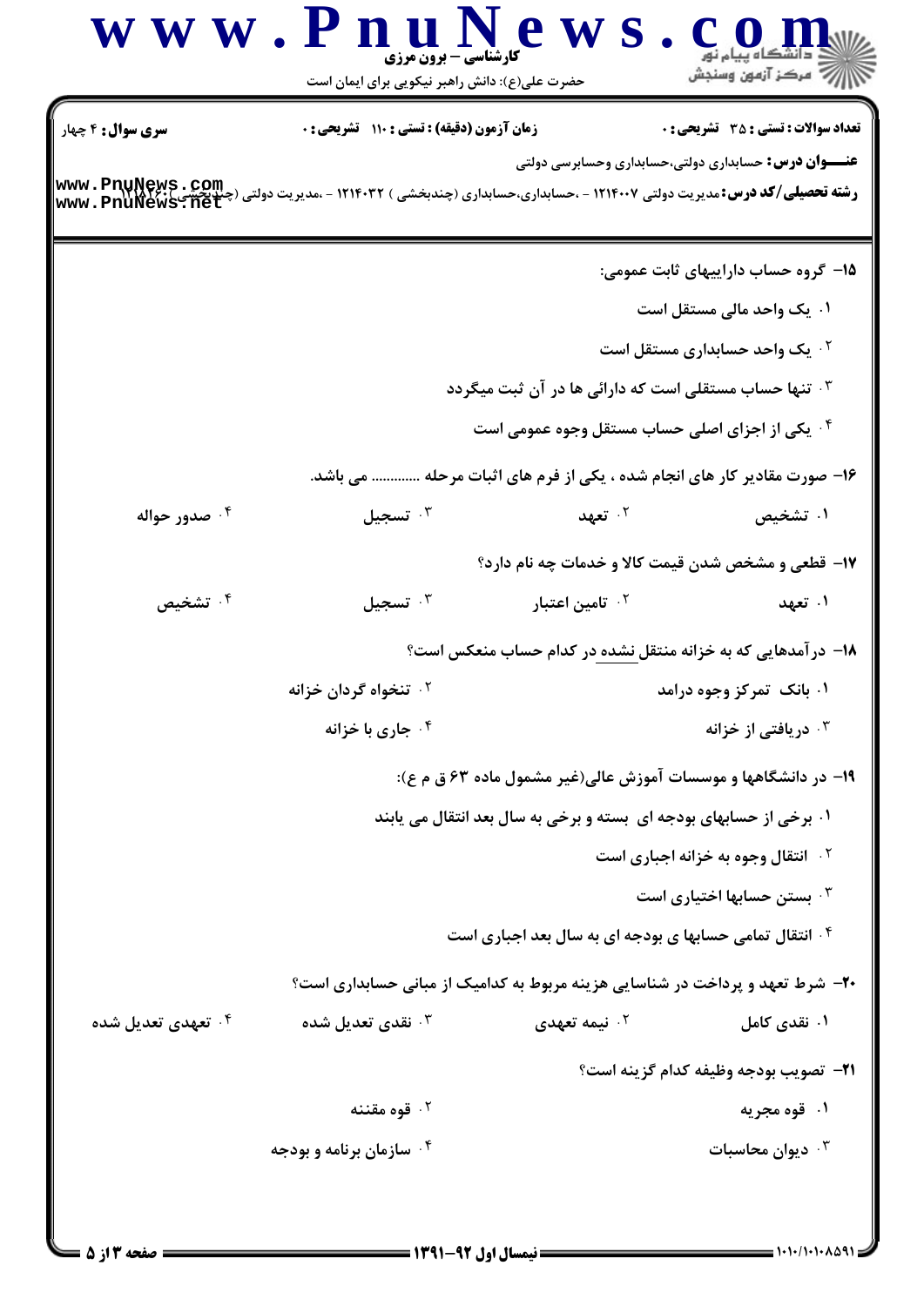**سری سوال:** ۴ چهار

**زمان آزمون (دقیقه) : تستی :** ۱۱۰ **تشریحی :** ۰

**تعداد سوالات : تستی :** ۳۵ **تشریحی :** ۰

**عنـــوان درس:** حسابداری دولتی،حسابداری وحسابرسی دولتی

**رشته تحصیلی/کد درس:** مدیریت دولتی ۱۲۱۴۰۰۷ - ،حسابداری،حسابداری (چندبخشی ) ۱۲۱۴۰۳۲ - ،مدیریت دولتی (چندبخشی )۱۲۱۸۲۶۰

۱۵- گروه حساب داراییهای ثابت عمومی:

۱. یک واحد مالی مستقل است

۲. یک واحد حسابداری مستقل است

۳. تنها حساب مستقلی است که دارائی ها در آن ثبت میگردد

۴. یکی از اجزای اصلی حساب مستقل وجوه عمومی است

۱۶- صورت مقادیر کار های انجام شده ، یکی از فرم های اثبات مرحله ............ می باشد.

۱. تشخیص &nbsp;&nbsp; ۲. تعهد &nbsp;&nbsp; ۳. تسجیل &nbsp;&nbsp; ۴. صدور حواله

۱۷- قطعی و مشخص شدن قیمت کالا و خدمات چه نام دارد؟

۱. تعهد &nbsp;&nbsp; ۲. تامین اعتبار &nbsp;&nbsp; ۳. تسجیل &nbsp;&nbsp; ۴. تشخیص

۱۸- درآمدهایی که به خزانه منتقل نشده در کدام حساب منعکس است؟

۱. بانک تمرکز وجوه درامد

۲. تنخواه گردان خزانه

۳. دریافتی از خزانه

۴. جاری با خزانه

۱۹- در دانشگاهها و موسسات آموزش عالی(غیر مشمول ماده ۶۳ ق م ع):

۱. برخی از حسابهای بودجه ای بسته و برخی به سال بعد انتقال می یابند

۲. انتقال وجوه به خزانه اجباری است

۳. بستن حسابها اختیاری است

۴. انتقال تمامی حسابها ی بودجه ای به سال بعد اجباری است

۲۰- شرط تعهد و پرداخت در شناسایی هزینه مربوط به کدامیک از مبانی حسابداری است؟

۱. نقدی کامل &nbsp;&nbsp; ۲. نیمه تعهدی &nbsp;&nbsp; ۳. نقدی تعدیل شده &nbsp;&nbsp; ۴. تعهدی تعدیل شده

۲۱- تصویب بودجه وظیفه کدام گزینه است؟

۱. قوه مجریه

۲. قوه مقننه

۳. دیوان محاسبات

۴. سازمان برنامه و بودجه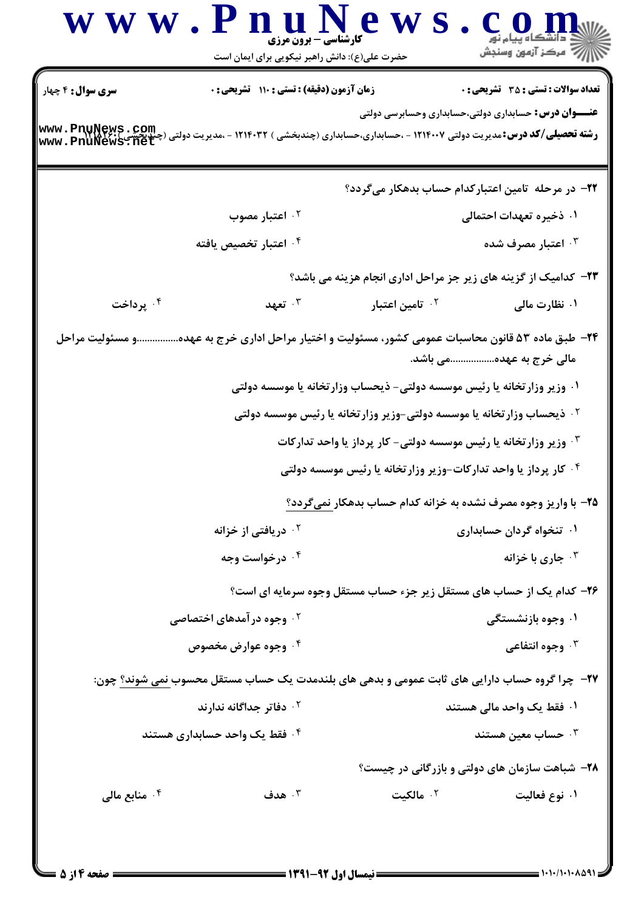**سری سوال:** ۴ چهار

**زمان آزمون (دقیقه) : تستی : ۱۱۰ تشریحی : ۰**

**تعداد سوالات : تستی : ۳۵ تشریحی : ۰**

**عنـــوان درس:** حسابداری دولتی،حسابداری وحسابرسی دولتی

**رشته تحصیلی/کد درس:** مدیریت دولتی ۱۲۱۴۰۰۷ - ،حسابداری،حسابداری (چندبخشی ) ۱۲۱۴۰۳۲ - ،مدیریت دولتی (چندبخشی )۱۲۱۸۲۶۰

۲۲- در مرحله تامین اعتبارکدام حساب بدهکار می‌گردد؟

۱. ذخیره تعهدات احتمالی
۲. اعتبار مصوب
۳. اعتبار مصرف شده
۴. اعتبار تخصیص یافته

۲۳- کدامیک از گزینه های زیر جز مراحل اداری انجام هزینه می باشد؟

۱. نظارت مالی
۲. تامین اعتبار
۳. تعهد
۴. پرداخت

۲۴- طبق ماده ۵۳ قانون محاسبات عمومی کشور، مسئولیت و اختیار مراحل اداری خرج به عهده................و مسئولیت مراحل مالی خرج به عهده................می باشد.

۱. وزیر وزارتخانه یا رئیس موسسه دولتی- ذیحساب وزارتخانه یا موسسه دولتی
۲. ذیحساب وزارتخانه یا موسسه دولتی-وزیر وزارتخانه یا رئیس موسسه دولتی
۳. وزیر وزارتخانه یا رئیس موسسه دولتی- کار پرداز یا واحد تدارکات
۴. کار پرداز یا واحد تدارکات-وزیر وزارتخانه یا رئیس موسسه دولتی

۲۵- با واریز وجوه مصرف نشده به خزانه کدام حساب بدهکار نمی‌گردد؟

۱. تنخواه گردان حسابداری
۲. دریافتی از خزانه
۳. جاری با خزانه
۴. درخواست وجه

۲۶- کدام یک از حساب های مستقل زیر جزء حساب مستقل وجوه سرمایه ای است؟

۱. وجوه بازنشستگی
۲. وجوه درآمدهای اختصاصی
۳. وجوه انتفاعی
۴. وجوه عوارض مخصوص

۲۷- چرا گروه حساب دارایی های ثابت عمومی و بدهی های بلندمدت یک حساب مستقل محسوب نمی شوند؟ چون:

۱. فقط یک واحد مالی هستند
۲. دفاتر جداگانه ندارند
۳. حساب معین هستند
۴. فقط یک واحد حسابداری هستند

۲۸- شباهت سازمان های دولتی و بازرگانی در چیست؟

۱. نوع فعالیت
۲. مالکیت
۳. هدف
۴. منابع مالی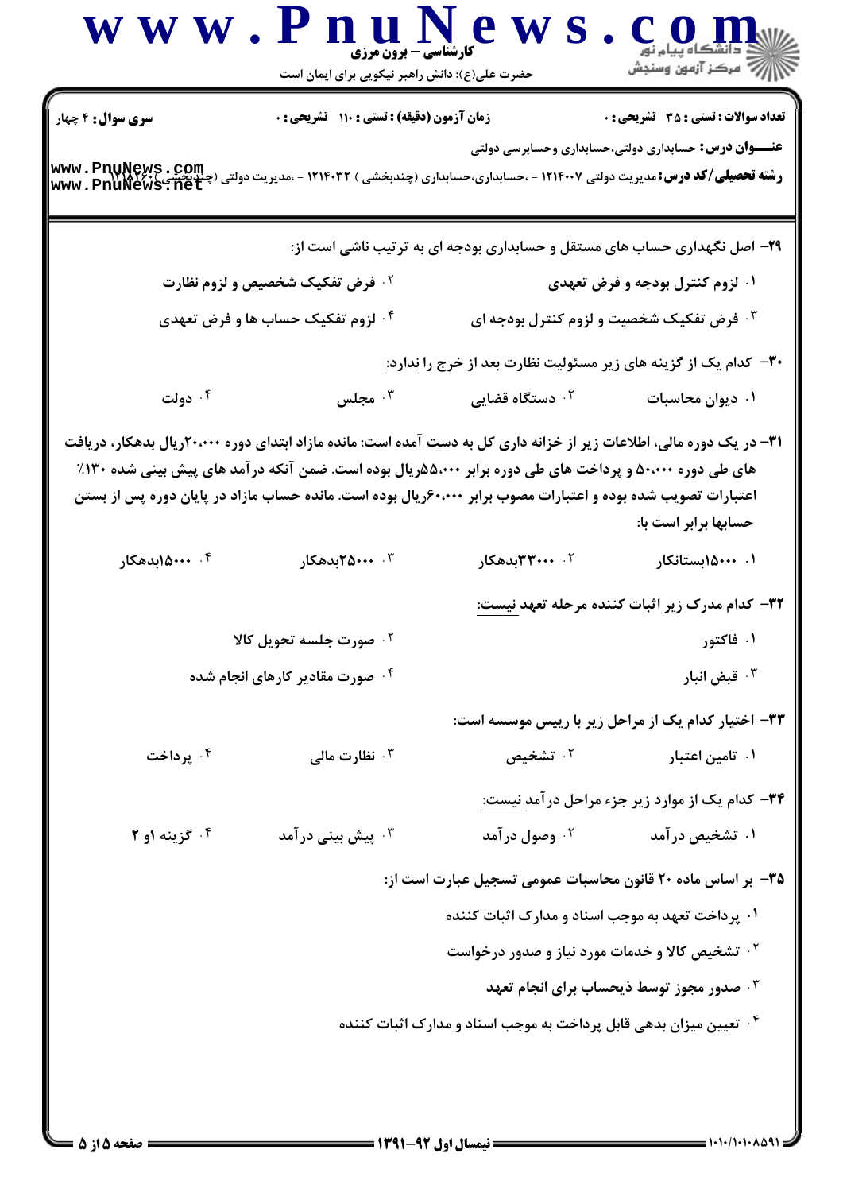**سری سوال:** ۴ چهار | **زمان آزمون (دقیقه) :** تستی : ۱۱۰ تشریحی : ۰ | **تعداد سوالات :** تستی : ۳۵ تشریحی : ۰

**عنـــوان درس:** حسابداری دولتی،حسابداری وحسابرسی دولتی

**رشته تحصیلی/کد درس:** مدیریت دولتی ۱۲۱۴۰۰۷ - ،حسابداری،حسابداری (چندبخشی ) ۱۲۱۴۰۳۲ - ،مدیریت دولتی (چندبخشی )۱۲۱۸۲۶۰

۲۹- اصل نگهداری حساب های مستقل و حسابداری بودجه ای به ترتیب ناشی است از:

۱. لزوم کنترل بودجه و فرض تعهدی

۲. فرض تفکیک شخصیص و لزوم نظارت

۳. فرض تفکیک شخصیت و لزوم کنترل بودجه ای

۴. لزوم تفکیک حساب ها و فرض تعهدی

۳۰- کدام یک از گزینه های زیر مسئولیت نظارت بعد از خرج را ندارد:

۱. دیوان محاسبات

۲. دستگاه قضایی

۳. مجلس

۴. دولت

۳۱- در یک دوره مالی، اطلاعات زیر از خزانه داری کل به دست آمده است: مانده مازاد ابتدای دوره ۲۰،۰۰۰ریال بدهکار، دریافت های طی دوره ۵۰،۰۰۰ و پرداخت های طی دوره برابر ۵۵،۰۰۰ریال بوده است. ضمن آنکه درآمد های پیش بینی شده ۱۳۰٪ اعتبارات تصویب شده بوده و اعتبارات مصوب برابر ۶۰،۰۰۰ریال بوده است. مانده حساب مازاد در پایان دوره پس از بستن حسابها برابر است با:

۱. ۱۵۰۰۰بستانکار

۲. ۳۳۰۰۰بدهکار

۳. ۲۵۰۰۰بدهکار

۴. ۱۵۰۰۰بدهکار

۳۲- کدام مدرک زیر اثبات کننده مرحله تعهد نیست:

۱. فاکتور

۲. صورت جلسه تحویل کالا

۳. قبض انبار

۴. صورت مقادیر کارهای انجام شده

۳۳- اختیار کدام یک از مراحل زیر با رییس موسسه است:

۱. تامین اعتبار

۲. تشخیص

۳. نظارت مالی

۴. پرداخت

۳۴- کدام یک از موارد زیر جزء مراحل درآمد نیست:

۱. تشخیص درآمد

۲. وصول درآمد

۳. پیش بینی درآمد

۴. گزینه ۱و ۲

۳۵- بر اساس ماده ۲۰ قانون محاسبات عمومی تسجیل عبارت است از:

۱. پرداخت تعهد به موجب اسناد و مدارک اثبات کننده

۲. تشخیص کالا و خدمات مورد نیاز و صدور درخواست

۳. صدور مجوز توسط ذیحساب برای انجام تعهد

۴. تعیین میزان بدهی قابل پرداخت به موجب اسناد و مدارک اثبات کننده